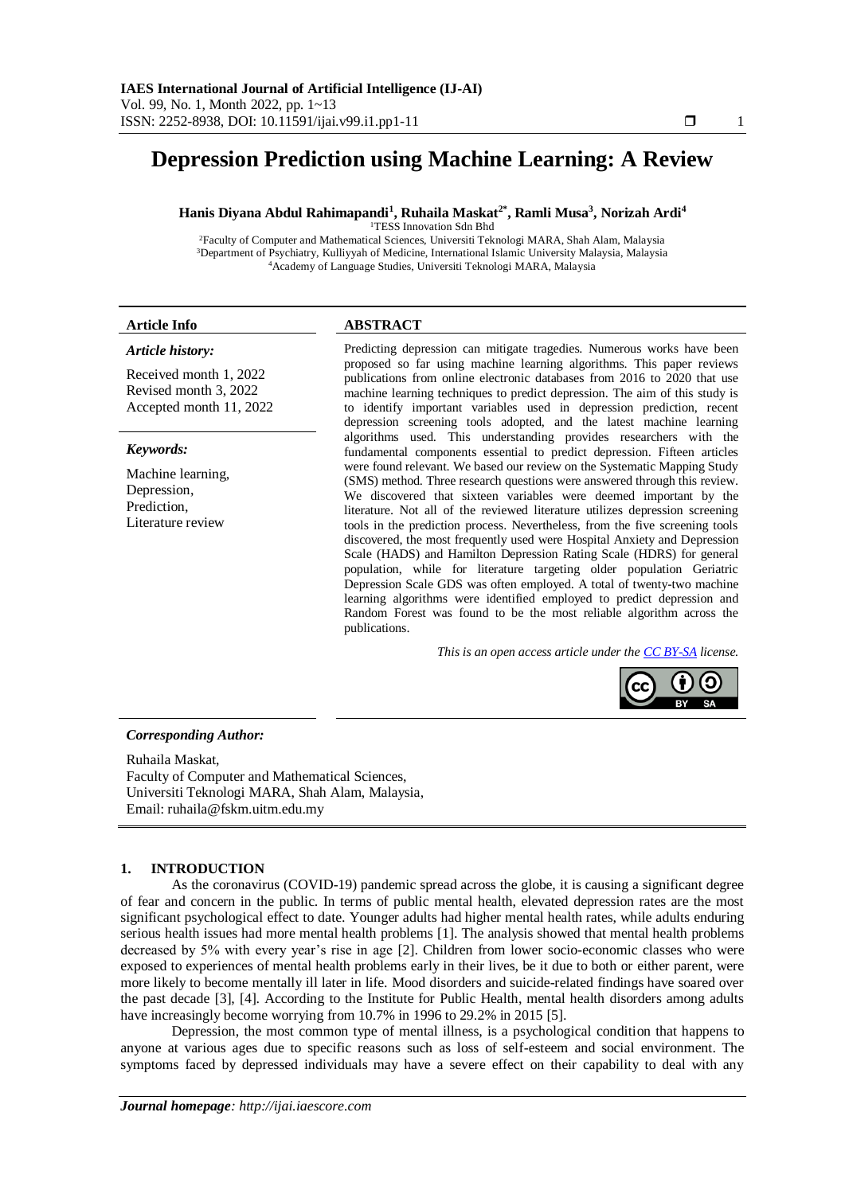# Depression Prediction using Machine Learning: A Review

**Hanis Diyana Abdul Rahimapandi[1], Ruhaila Maskat[2*], Ramli Musa[3], Norizah Ardi[4]**

[1]TESS Innovation Sdn Bhd
[2]Faculty of Computer and Mathematical Sciences, Universiti Teknologi MARA, Shah Alam, Malaysia
[3]Department of Psychiatry, Kulliyyah of Medicine, International Islamic University Malaysia, Malaysia
[4]Academy of Language Studies, Universiti Teknologi MARA, Malaysia

**Article Info**

***Article history:***

Received month 1, 2022
Revised month 3, 2022
Accepted month 11, 2022

***Keywords:***

Machine learning,
Depression,
Prediction,
Literature review

**ABSTRACT**

Predicting depression can mitigate tragedies. Numerous works have been proposed so far using machine learning algorithms. This paper reviews publications from online electronic databases from 2016 to 2020 that use machine learning techniques to predict depression. The aim of this study is to identify important variables used in depression prediction, recent depression screening tools adopted, and the latest machine learning algorithms used. This understanding provides researchers with the fundamental components essential to predict depression. Fifteen articles were found relevant. We based our review on the Systematic Mapping Study (SMS) method. Three research questions were answered through this review. We discovered that sixteen variables were deemed important by the literature. Not all of the reviewed literature utilizes depression screening tools in the prediction process. Nevertheless, from the five screening tools discovered, the most frequently used were Hospital Anxiety and Depression Scale (HADS) and Hamilton Depression Rating Scale (HDRS) for general population, while for literature targeting older population Geriatric Depression Scale GDS was often employed. A total of twenty-two machine learning algorithms were identified employed to predict depression and Random Forest was found to be the most reliable algorithm across the publications.

*This is an open access article under the CC BY-SA license.*

***Corresponding Author:***

Ruhaila Maskat,
Faculty of Computer and Mathematical Sciences,
Universiti Teknologi MARA, Shah Alam, Malaysia,
Email: ruhaila@fskm.uitm.edu.my

## 1. INTRODUCTION

As the coronavirus (COVID-19) pandemic spread across the globe, it is causing a significant degree of fear and concern in the public. In terms of public mental health, elevated depression rates are the most significant psychological effect to date. Younger adults had higher mental health rates, while adults enduring serious health issues had more mental health problems [1]. The analysis showed that mental health problems decreased by 5% with every year's rise in age [2]. Children from lower socio-economic classes who were exposed to experiences of mental health problems early in their lives, be it due to both or either parent, were more likely to become mentally ill later in life. Mood disorders and suicide-related findings have soared over the past decade [3], [4]. According to the Institute for Public Health, mental health disorders among adults have increasingly become worrying from 10.7% in 1996 to 29.2% in 2015 [5].

Depression, the most common type of mental illness, is a psychological condition that happens to anyone at various ages due to specific reasons such as loss of self-esteem and social environment. The symptoms faced by depressed individuals may have a severe effect on their capability to deal with any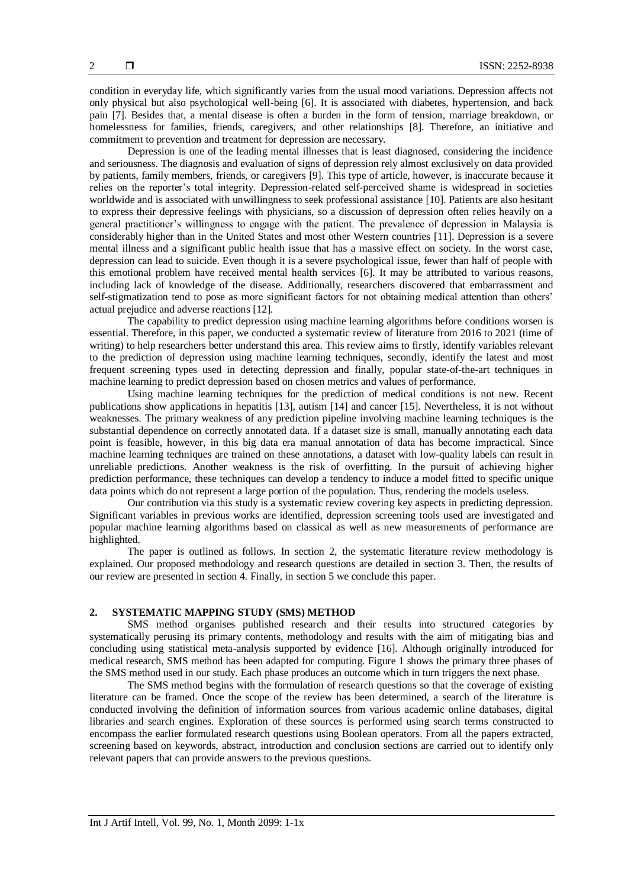condition in everyday life, which significantly varies from the usual mood variations. Depression affects not only physical but also psychological well-being [6]. It is associated with diabetes, hypertension, and back pain [7]. Besides that, a mental disease is often a burden in the form of tension, marriage breakdown, or homelessness for families, friends, caregivers, and other relationships [8]. Therefore, an initiative and commitment to prevention and treatment for depression are necessary.

Depression is one of the leading mental illnesses that is least diagnosed, considering the incidence and seriousness. The diagnosis and evaluation of signs of depression rely almost exclusively on data provided by patients, family members, friends, or caregivers [9]. This type of article, however, is inaccurate because it relies on the reporter's total integrity. Depression-related self-perceived shame is widespread in societies worldwide and is associated with unwillingness to seek professional assistance [10]. Patients are also hesitant to express their depressive feelings with physicians, so a discussion of depression often relies heavily on a general practitioner's willingness to engage with the patient. The prevalence of depression in Malaysia is considerably higher than in the United States and most other Western countries [11]. Depression is a severe mental illness and a significant public health issue that has a massive effect on society. In the worst case, depression can lead to suicide. Even though it is a severe psychological issue, fewer than half of people with this emotional problem have received mental health services [6]. It may be attributed to various reasons, including lack of knowledge of the disease. Additionally, researchers discovered that embarrassment and self-stigmatization tend to pose as more significant factors for not obtaining medical attention than others' actual prejudice and adverse reactions [12].

The capability to predict depression using machine learning algorithms before conditions worsen is essential. Therefore, in this paper, we conducted a systematic review of literature from 2016 to 2021 (time of writing) to help researchers better understand this area. This review aims to firstly, identify variables relevant to the prediction of depression using machine learning techniques, secondly, identify the latest and most frequent screening types used in detecting depression and finally, popular state-of-the-art techniques in machine learning to predict depression based on chosen metrics and values of performance.

Using machine learning techniques for the prediction of medical conditions is not new. Recent publications show applications in hepatitis [13], autism [14] and cancer [15]. Nevertheless, it is not without weaknesses. The primary weakness of any prediction pipeline involving machine learning techniques is the substantial dependence on correctly annotated data. If a dataset size is small, manually annotating each data point is feasible, however, in this big data era manual annotation of data has become impractical. Since machine learning techniques are trained on these annotations, a dataset with low-quality labels can result in unreliable predictions. Another weakness is the risk of overfitting. In the pursuit of achieving higher prediction performance, these techniques can develop a tendency to induce a model fitted to specific unique data points which do not represent a large portion of the population. Thus, rendering the models useless.

Our contribution via this study is a systematic review covering key aspects in predicting depression. Significant variables in previous works are identified, depression screening tools used are investigated and popular machine learning algorithms based on classical as well as new measurements of performance are highlighted.

The paper is outlined as follows. In section 2, the systematic literature review methodology is explained. Our proposed methodology and research questions are detailed in section 3. Then, the results of our review are presented in section 4. Finally, in section 5 we conclude this paper.

## 2. SYSTEMATIC MAPPING STUDY (SMS) METHOD

SMS method organises published research and their results into structured categories by systematically perusing its primary contents, methodology and results with the aim of mitigating bias and concluding using statistical meta-analysis supported by evidence [16]. Although originally introduced for medical research, SMS method has been adapted for computing. Figure 1 shows the primary three phases of the SMS method used in our study. Each phase produces an outcome which in turn triggers the next phase.

The SMS method begins with the formulation of research questions so that the coverage of existing literature can be framed. Once the scope of the review has been determined, a search of the literature is conducted involving the definition of information sources from various academic online databases, digital libraries and search engines. Exploration of these sources is performed using search terms constructed to encompass the earlier formulated research questions using Boolean operators. From all the papers extracted, screening based on keywords, abstract, introduction and conclusion sections are carried out to identify only relevant papers that can provide answers to the previous questions.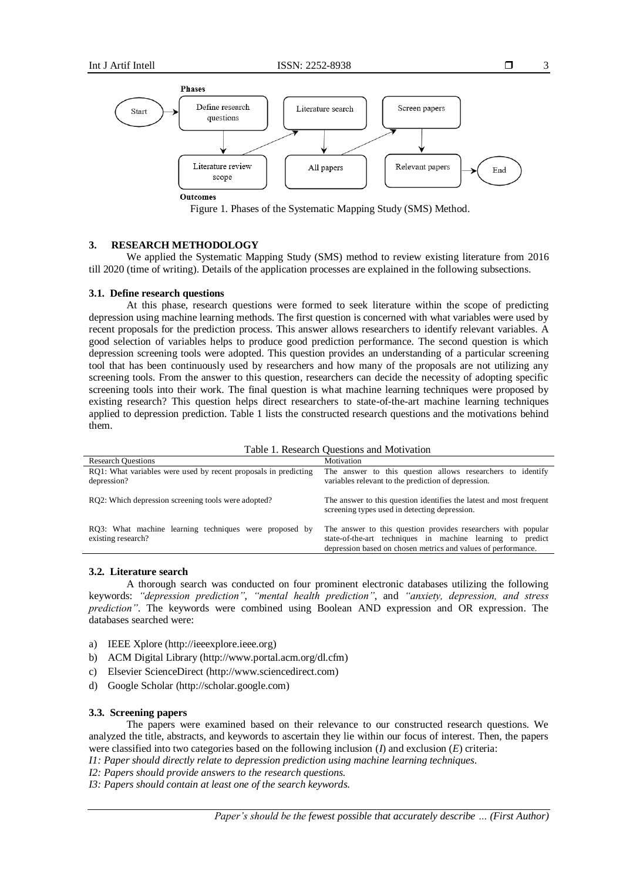Figure 1. Phases of the Systematic Mapping Study (SMS) Method.

## 3. RESEARCH METHODOLOGY

We applied the Systematic Mapping Study (SMS) method to review existing literature from 2016 till 2020 (time of writing). Details of the application processes are explained in the following subsections.

### 3.1. Define research questions

At this phase, research questions were formed to seek literature within the scope of predicting depression using machine learning methods. The first question is concerned with what variables were used by recent proposals for the prediction process. This answer allows researchers to identify relevant variables. A good selection of variables helps to produce good prediction performance. The second question is which depression screening tools were adopted. This question provides an understanding of a particular screening tool that has been continuously used by researchers and how many of the proposals are not utilizing any screening tools. From the answer to this question, researchers can decide the necessity of adopting specific screening tools into their work. The final question is what machine learning techniques were proposed by existing research? This question helps direct researchers to state-of-the-art machine learning techniques applied to depression prediction. Table 1 lists the constructed research questions and the motivations behind them.

Table 1. Research Questions and Motivation

| Research Questions | Motivation |
| --- | --- |
| RQ1: What variables were used by recent proposals in predicting depression? | The answer to this question allows researchers to identify variables relevant to the prediction of depression. |
| RQ2: Which depression screening tools were adopted? | The answer to this question identifies the latest and most frequent screening types used in detecting depression. |
| RQ3: What machine learning techniques were proposed by existing research? | The answer to this question provides researchers with popular state-of-the-art techniques in machine learning to predict depression based on chosen metrics and values of performance. |

### 3.2. Literature search

A thorough search was conducted on four prominent electronic databases utilizing the following keywords: *"depression prediction"*, *"mental health prediction"*, and *"anxiety, depression, and stress prediction"*. The keywords were combined using Boolean AND expression and OR expression. The databases searched were:

a) IEEE Xplore (http://ieeexplore.ieee.org)
b) ACM Digital Library (http://www.portal.acm.org/dl.cfm)
c) Elsevier ScienceDirect (http://www.sciencedirect.com)
d) Google Scholar (http://scholar.google.com)

### 3.3. Screening papers

The papers were examined based on their relevance to our constructed research questions. We analyzed the title, abstracts, and keywords to ascertain they lie within our focus of interest. Then, the papers were classified into two categories based on the following inclusion (*I*) and exclusion (*E*) criteria:

*I1: Paper should directly relate to depression prediction using machine learning techniques.*
*I2: Papers should provide answers to the research questions.*
*I3: Papers should contain at least one of the search keywords.*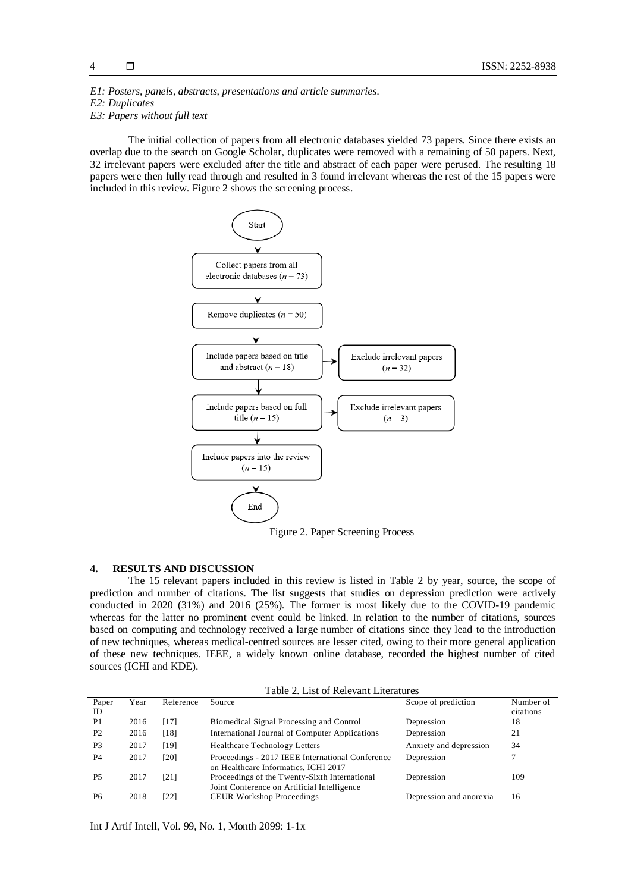*E1: Posters, panels, abstracts, presentations and article summaries.*
*E2: Duplicates*
*E3: Papers without full text*

The initial collection of papers from all electronic databases yielded 73 papers. Since there exists an overlap due to the search on Google Scholar, duplicates were removed with a remaining of 50 papers. Next, 32 irrelevant papers were excluded after the title and abstract of each paper were perused. The resulting 18 papers were then fully read through and resulted in 3 found irrelevant whereas the rest of the 15 papers were included in this review. Figure 2 shows the screening process.

Figure 2. Paper Screening Process

## 4. RESULTS AND DISCUSSION

The 15 relevant papers included in this review is listed in Table 2 by year, source, the scope of prediction and number of citations. The list suggests that studies on depression prediction were actively conducted in 2020 (31%) and 2016 (25%). The former is most likely due to the COVID-19 pandemic whereas for the latter no prominent event could be linked. In relation to the number of citations, sources based on computing and technology received a large number of citations since they lead to the introduction of new techniques, whereas medical-centred sources are lesser cited, owing to their more general application of these new techniques. IEEE, a widely known online database, recorded the highest number of cited sources (ICHI and KDE).

Table 2. List of Relevant Literatures

| Paper ID | Year | Reference | Source | Scope of prediction | Number of citations |
|---|---|---|---|---|---|
| P1 | 2016 | [17] | Biomedical Signal Processing and Control | Depression | 18 |
| P2 | 2016 | [18] | International Journal of Computer Applications | Depression | 21 |
| P3 | 2017 | [19] | Healthcare Technology Letters | Anxiety and depression | 34 |
| P4 | 2017 | [20] | Proceedings - 2017 IEEE International Conference on Healthcare Informatics, ICHI 2017 | Depression | 7 |
| P5 | 2017 | [21] | Proceedings of the Twenty-Sixth International Joint Conference on Artificial Intelligence | Depression | 109 |
| P6 | 2018 | [22] | CEUR Workshop Proceedings | Depression and anorexia | 16 |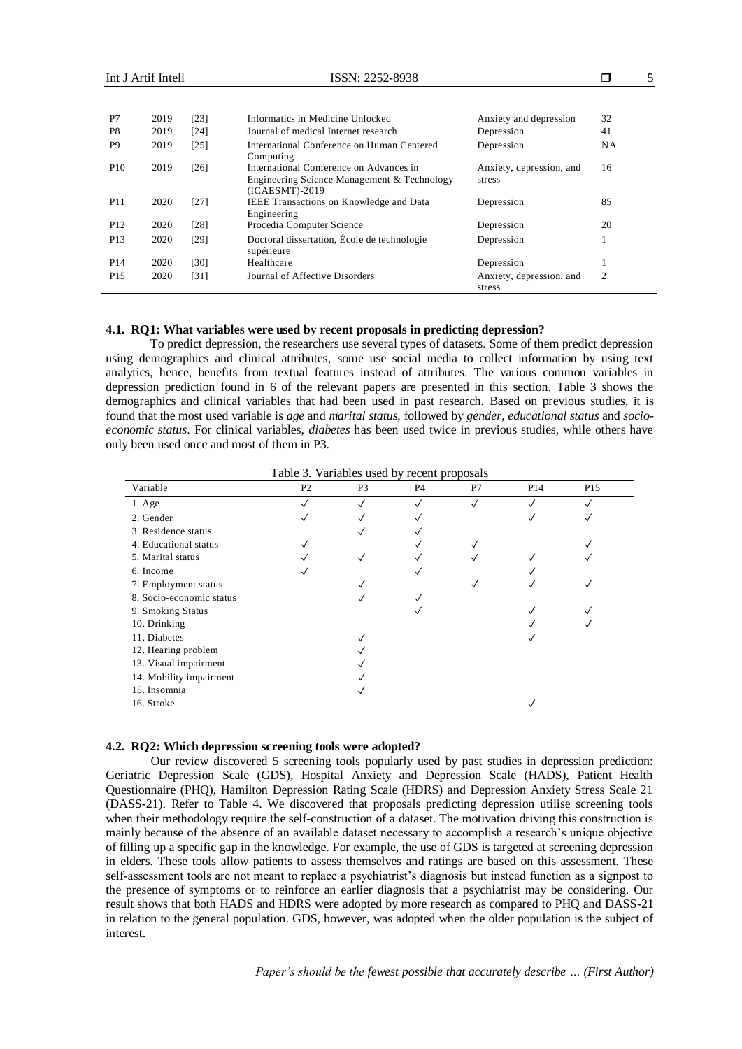| | | | | | |
|---|---|---|---|---|---|
| P7 | 2019 | [23] | Informatics in Medicine Unlocked | Anxiety and depression | 32 |
| P8 | 2019 | [24] | Journal of medical Internet research | Depression | 41 |
| P9 | 2019 | [25] | International Conference on Human Centered Computing | Depression | NA |
| P10 | 2019 | [26] | International Conference on Advances in Engineering Science Management & Technology (ICAESMT)-2019 | Anxiety, depression, and stress | 16 |
| P11 | 2020 | [27] | IEEE Transactions on Knowledge and Data Engineering | Depression | 85 |
| P12 | 2020 | [28] | Procedia Computer Science | Depression | 20 |
| P13 | 2020 | [29] | Doctoral dissertation, École de technologie supérieure | Depression | 1 |
| P14 | 2020 | [30] | Healthcare | Depression | 1 |
| P15 | 2020 | [31] | Journal of Affective Disorders | Anxiety, depression, and stress | 2 |

### 4.1. RQ1: What variables were used by recent proposals in predicting depression?

To predict depression, the researchers use several types of datasets. Some of them predict depression using demographics and clinical attributes, some use social media to collect information by using text analytics, hence, benefits from textual features instead of attributes. The various common variables in depression prediction found in 6 of the relevant papers are presented in this section. Table 3 shows the demographics and clinical variables that had been used in past research. Based on previous studies, it is found that the most used variable is *age* and *marital status*, followed by *gender*, *educational status* and *socio-economic status*. For clinical variables, *diabetes* has been used twice in previous studies, while others have only been used once and most of them in P3.

Table 3. Variables used by recent proposals

| Variable | P2 | P3 | P4 | P7 | P14 | P15 |
|---|---|---|---|---|---|---|
| 1. Age | ✓ | ✓ | ✓ | ✓ | ✓ | ✓ |
| 2. Gender | ✓ | ✓ | ✓ | | ✓ | ✓ |
| 3. Residence status | | ✓ | ✓ | | | |
| 4. Educational status | ✓ | | ✓ | ✓ | | ✓ |
| 5. Marital status | ✓ | ✓ | ✓ | ✓ | ✓ | ✓ |
| 6. Income | ✓ | | ✓ | | ✓ | |
| 7. Employment status | | ✓ | | ✓ | ✓ | ✓ |
| 8. Socio-economic status | | ✓ | ✓ | | | |
| 9. Smoking Status | | | ✓ | | ✓ | ✓ |
| 10. Drinking | | | | | ✓ | ✓ |
| 11. Diabetes | | ✓ | | | ✓ | |
| 12. Hearing problem | | ✓ | | | | |
| 13. Visual impairment | | ✓ | | | | |
| 14. Mobility impairment | | ✓ | | | | |
| 15. Insomnia | | ✓ | | | | |
| 16. Stroke | | | | | ✓ | |

### 4.2. RQ2: Which depression screening tools were adopted?

Our review discovered 5 screening tools popularly used by past studies in depression prediction: Geriatric Depression Scale (GDS), Hospital Anxiety and Depression Scale (HADS), Patient Health Questionnaire (PHQ), Hamilton Depression Rating Scale (HDRS) and Depression Anxiety Stress Scale 21 (DASS-21). Refer to Table 4. We discovered that proposals predicting depression utilise screening tools when their methodology require the self-construction of a dataset. The motivation driving this construction is mainly because of the absence of an available dataset necessary to accomplish a research's unique objective of filling up a specific gap in the knowledge. For example, the use of GDS is targeted at screening depression in elders. These tools allow patients to assess themselves and ratings are based on this assessment. These self-assessment tools are not meant to replace a psychiatrist's diagnosis but instead function as a signpost to the presence of symptoms or to reinforce an earlier diagnosis that a psychiatrist may be considering. Our result shows that both HADS and HDRS were adopted by more research as compared to PHQ and DASS-21 in relation to the general population. GDS, however, was adopted when the older population is the subject of interest.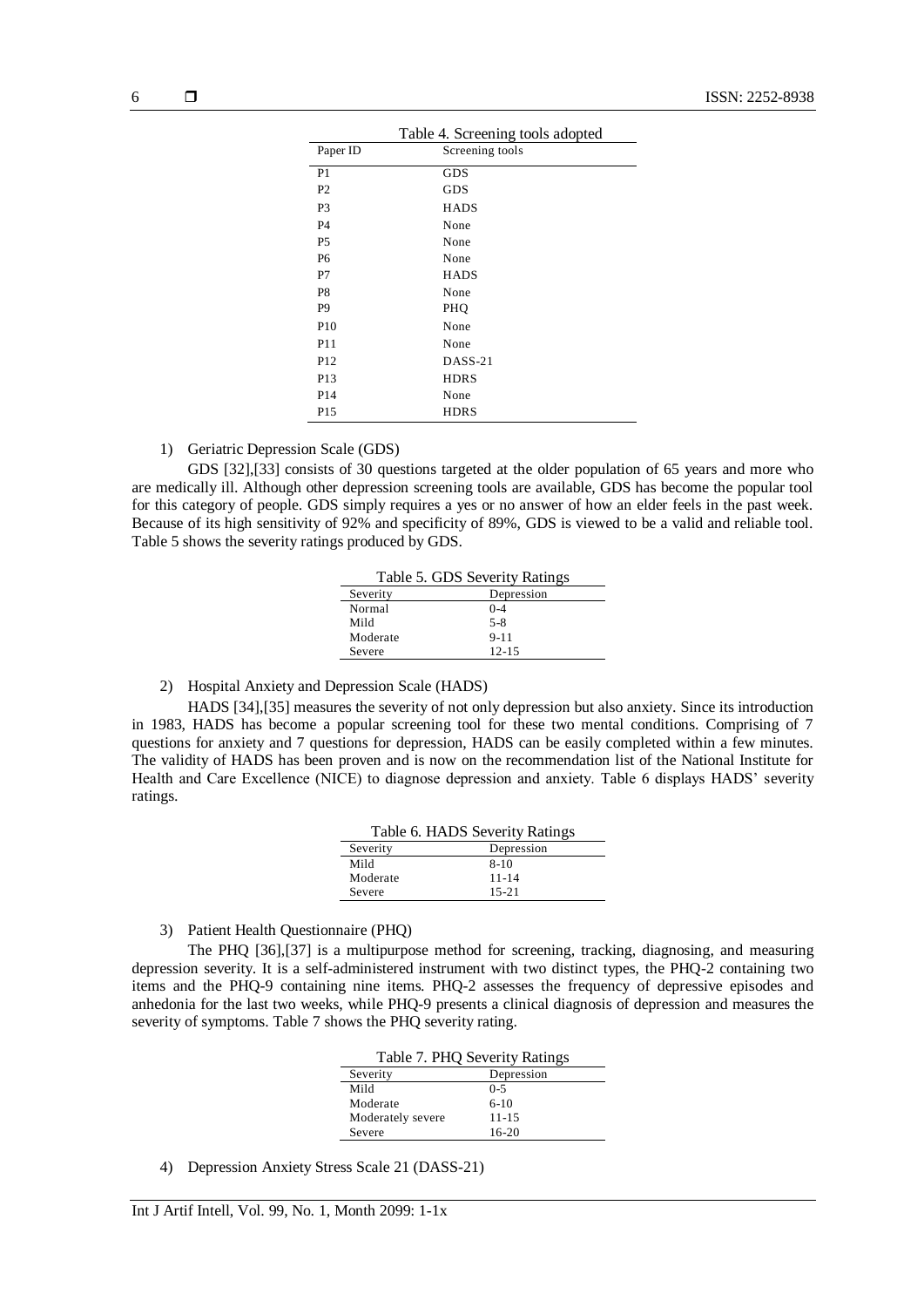Table 4. Screening tools adopted

| Paper ID | Screening tools |
|---|---|
| P1 | GDS |
| P2 | GDS |
| P3 | HADS |
| P4 | None |
| P5 | None |
| P6 | None |
| P7 | HADS |
| P8 | None |
| P9 | PHQ |
| P10 | None |
| P11 | None |
| P12 | DASS-21 |
| P13 | HDRS |
| P14 | None |
| P15 | HDRS |

1) Geriatric Depression Scale (GDS)

GDS [32],[33] consists of 30 questions targeted at the older population of 65 years and more who are medically ill. Although other depression screening tools are available, GDS has become the popular tool for this category of people. GDS simply requires a yes or no answer of how an elder feels in the past week. Because of its high sensitivity of 92% and specificity of 89%, GDS is viewed to be a valid and reliable tool. Table 5 shows the severity ratings produced by GDS.

Table 5. GDS Severity Ratings

| Severity | Depression |
|---|---|
| Normal | 0-4 |
| Mild | 5-8 |
| Moderate | 9-11 |
| Severe | 12-15 |

2) Hospital Anxiety and Depression Scale (HADS)

HADS [34],[35] measures the severity of not only depression but also anxiety. Since its introduction in 1983, HADS has become a popular screening tool for these two mental conditions. Comprising of 7 questions for anxiety and 7 questions for depression, HADS can be easily completed within a few minutes. The validity of HADS has been proven and is now on the recommendation list of the National Institute for Health and Care Excellence (NICE) to diagnose depression and anxiety. Table 6 displays HADS' severity ratings.

Table 6. HADS Severity Ratings

| Severity | Depression |
|---|---|
| Mild | 8-10 |
| Moderate | 11-14 |
| Severe | 15-21 |

3) Patient Health Questionnaire (PHQ)

The PHQ [36],[37] is a multipurpose method for screening, tracking, diagnosing, and measuring depression severity. It is a self-administered instrument with two distinct types, the PHQ-2 containing two items and the PHQ-9 containing nine items. PHQ-2 assesses the frequency of depressive episodes and anhedonia for the last two weeks, while PHQ-9 presents a clinical diagnosis of depression and measures the severity of symptoms. Table 7 shows the PHQ severity rating.

Table 7. PHQ Severity Ratings

| Severity | Depression |
|---|---|
| Mild | 0-5 |
| Moderate | 6-10 |
| Moderately severe | 11-15 |
| Severe | 16-20 |

4) Depression Anxiety Stress Scale 21 (DASS-21)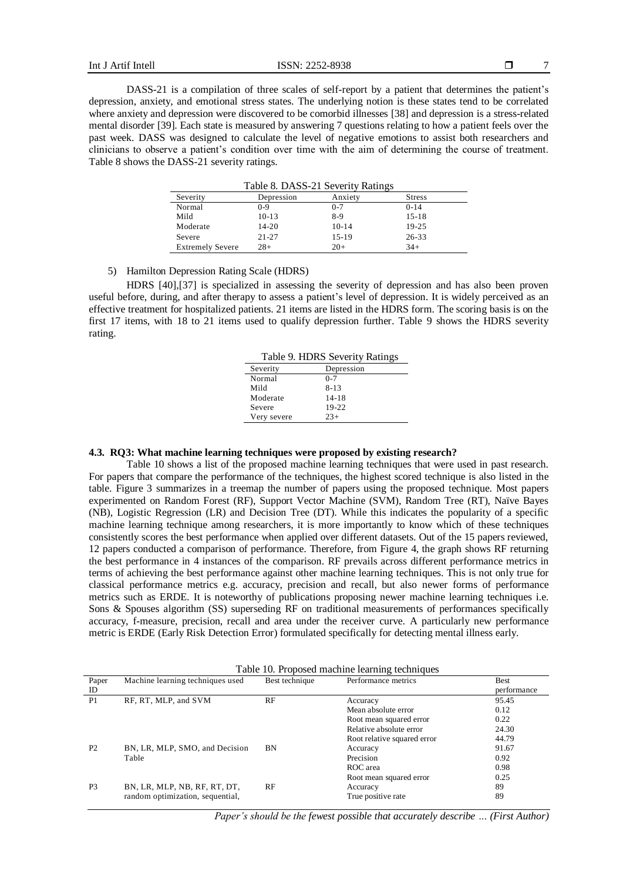DASS-21 is a compilation of three scales of self-report by a patient that determines the patient's depression, anxiety, and emotional stress states. The underlying notion is these states tend to be correlated where anxiety and depression were discovered to be comorbid illnesses [38] and depression is a stress-related mental disorder [39]. Each state is measured by answering 7 questions relating to how a patient feels over the past week. DASS was designed to calculate the level of negative emotions to assist both researchers and clinicians to observe a patient's condition over time with the aim of determining the course of treatment. Table 8 shows the DASS-21 severity ratings.

Table 8. DASS-21 Severity Ratings

| Severity | Depression | Anxiety | Stress |
|---|---|---|---|
| Normal | 0-9 | 0-7 | 0-14 |
| Mild | 10-13 | 8-9 | 15-18 |
| Moderate | 14-20 | 10-14 | 19-25 |
| Severe | 21-27 | 15-19 | 26-33 |
| Extremely Severe | 28+ | 20+ | 34+ |

5) Hamilton Depression Rating Scale (HDRS)

HDRS [40],[37] is specialized in assessing the severity of depression and has also been proven useful before, during, and after therapy to assess a patient's level of depression. It is widely perceived as an effective treatment for hospitalized patients. 21 items are listed in the HDRS form. The scoring basis is on the first 17 items, with 18 to 21 items used to qualify depression further. Table 9 shows the HDRS severity rating.

Table 9. HDRS Severity Ratings

| Severity | Depression |
|---|---|
| Normal | 0-7 |
| Mild | 8-13 |
| Moderate | 14-18 |
| Severe | 19-22 |
| Very severe | 23+ |

### 4.3. RQ3: What machine learning techniques were proposed by existing research?

Table 10 shows a list of the proposed machine learning techniques that were used in past research. For papers that compare the performance of the techniques, the highest scored technique is also listed in the table. Figure 3 summarizes in a treemap the number of papers using the proposed technique. Most papers experimented on Random Forest (RF), Support Vector Machine (SVM), Random Tree (RT), Naïve Bayes (NB), Logistic Regression (LR) and Decision Tree (DT). While this indicates the popularity of a specific machine learning technique among researchers, it is more importantly to know which of these techniques consistently scores the best performance when applied over different datasets. Out of the 15 papers reviewed, 12 papers conducted a comparison of performance. Therefore, from Figure 4, the graph shows RF returning the best performance in 4 instances of the comparison. RF prevails across different performance metrics in terms of achieving the best performance against other machine learning techniques. This is not only true for classical performance metrics e.g. accuracy, precision and recall, but also newer forms of performance metrics such as ERDE. It is noteworthy of publications proposing newer machine learning techniques i.e. Sons & Spouses algorithm (SS) superseding RF on traditional measurements of performances specifically accuracy, f-measure, precision, recall and area under the receiver curve. A particularly new performance metric is ERDE (Early Risk Detection Error) formulated specifically for detecting mental illness early.

Table 10. Proposed machine learning techniques

| Paper ID | Machine learning techniques used | Best technique | Performance metrics | Best performance |
|---|---|---|---|---|
| P1 | RF, RT, MLP, and SVM | RF | Accuracy | 95.45 |
| | | | Mean absolute error | 0.12 |
| | | | Root mean squared error | 0.22 |
| | | | Relative absolute error | 24.30 |
| | | | Root relative squared error | 44.79 |
| P2 | BN, LR, MLP, SMO, and Decision Table | BN | Accuracy | 91.67 |
| | | | Precision | 0.92 |
| | | | ROC area | 0.98 |
| | | | Root mean squared error | 0.25 |
| P3 | BN, LR, MLP, NB, RF, RT, DT, random optimization, sequential, | RF | Accuracy | 89 |
| | | | True positive rate | 89 |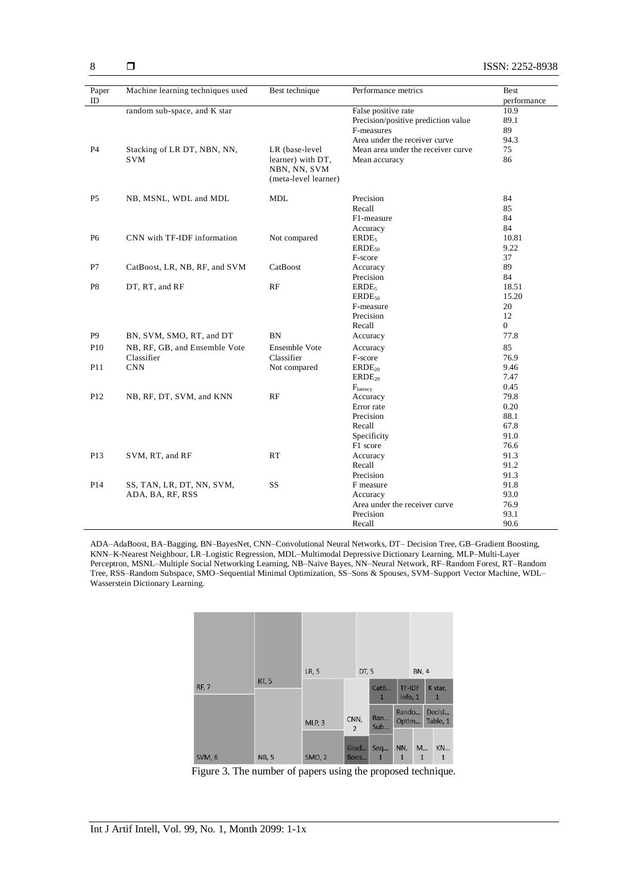| Paper ID | Machine learning techniques used | Best technique | Performance metrics | Best performance |
|---|---|---|---|---|
| | random sub-space, and K star | | False positive rate | 10.9 |
| | | | Precision/positive prediction value | 89.1 |
| | | | F-measures | 89 |
| | | | Area under the receiver curve | 94.3 |
| P4 | Stacking of LR DT, NBN, NN, SVM | LR (base-level learner) with DT, NBN, NN, SVM (meta-level learner) | Mean area under the receiver curve | 75 |
| | | | Mean accuracy | 86 |
| P5 | NB, MSNL, WDL and MDL | MDL | Precision | 84 |
| | | | Recall | 85 |
| | | | F1-measure | 84 |
| | | | Accuracy | 84 |
| P6 | CNN with TF-IDF information | Not compared | $ERDE_5$ | 10.81 |
| | | | $ERDE_{50}$ | 9.22 |
| | | | F-score | 37 |
| P7 | CatBoost, LR, NB, RF, and SVM | CatBoost | Accuracy | 89 |
| | | | Precision | 84 |
| P8 | DT, RT, and RF | RF | $ERDE_5$ | 18.51 |
| | | | $ERDE_{50}$ | 15.20 |
| | | | F-measure | 20 |
| | | | Precision | 12 |
| | | | Recall | 0 |
| P9 | BN, SVM, SMO, RT, and DT | BN | Accuracy | 77.8 |
| P10 | NB, RF, GB, and Ensemble Vote Classifier | Ensemble Vote Classifier | Accuracy | 85 |
| | | | F-score | 76.9 |
| P11 | CNN | Not compared | $ERDE_{20}$ | 9.46 |
| | | | $ERDE_{20}$ | 7.47 |
| | | | $F_{latency}$ | 0.45 |
| P12 | NB, RF, DT, SVM, and KNN | RF | Accuracy | 79.8 |
| | | | Error rate | 0.20 |
| | | | Precision | 88.1 |
| | | | Recall | 67.8 |
| | | | Specificity | 91.0 |
| | | | F1 score | 76.6 |
| P13 | SVM, RT, and RF | RT | Accuracy | 91.3 |
| | | | Recall | 91.2 |
| | | | Precision | 91.3 |
| P14 | SS, TAN, LR, DT, NN, SVM, ADA, BA, RF, RSS | SS | F measure | 91.8 |
| | | | Accuracy | 93.0 |
| | | | Area under the receiver curve | 76.9 |
| | | | Precision | 93.1 |
| | | | Recall | 90.6 |

ADA–AdaBoost, BA–Bagging, BN–BayesNet, CNN–Convolutional Neural Networks, DT– Decision Tree, GB–Gradient Boosting, KNN–K-Nearest Neighbour, LR–Logistic Regression, MDL–Multimodal Depressive Dictionary Learning, MLP–Multi-Layer Perceptron, MSNL–Multiple Social Networking Learning, NB–Naïve Bayes, NN–Neural Network, RF–Random Forest, RT–Random Tree, RSS–Random Subspace, SMO–Sequential Minimal Optimization, SS–Sons & Spouses, SVM–Support Vector Machine, WDL–Wasserstein Dictionary Learning.

Figure 3. The number of papers using the proposed technique.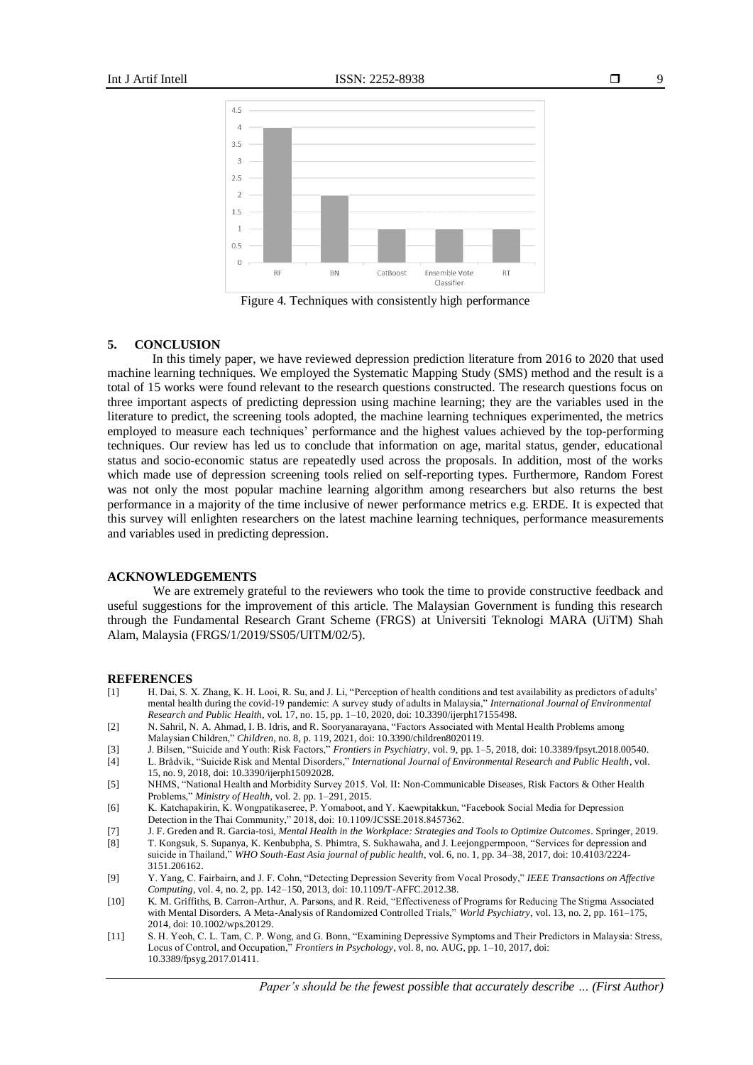Figure 4. Techniques with consistently high performance

## 5. CONCLUSION

In this timely paper, we have reviewed depression prediction literature from 2016 to 2020 that used machine learning techniques. We employed the Systematic Mapping Study (SMS) method and the result is a total of 15 works were found relevant to the research questions constructed. The research questions focus on three important aspects of predicting depression using machine learning; they are the variables used in the literature to predict, the screening tools adopted, the machine learning techniques experimented, the metrics employed to measure each techniques' performance and the highest values achieved by the top-performing techniques. Our review has led us to conclude that information on age, marital status, gender, educational status and socio-economic status are repeatedly used across the proposals. In addition, most of the works which made use of depression screening tools relied on self-reporting types. Furthermore, Random Forest was not only the most popular machine learning algorithm among researchers but also returns the best performance in a majority of the time inclusive of newer performance metrics e.g. ERDE. It is expected that this survey will enlighten researchers on the latest machine learning techniques, performance measurements and variables used in predicting depression.

## ACKNOWLEDGEMENTS

We are extremely grateful to the reviewers who took the time to provide constructive feedback and useful suggestions for the improvement of this article. The Malaysian Government is funding this research through the Fundamental Research Grant Scheme (FRGS) at Universiti Teknologi MARA (UiTM) Shah Alam, Malaysia (FRGS/1/2019/SS05/UITM/02/5).

## REFERENCES

[1] H. Dai, S. X. Zhang, K. H. Looi, R. Su, and J. Li, "Perception of health conditions and test availability as predictors of adults' mental health during the covid-19 pandemic: A survey study of adults in Malaysia," *International Journal of Environmental Research and Public Health*, vol. 17, no. 15, pp. 1–10, 2020, doi: 10.3390/ijerph17155498.

[2] N. Sahril, N. A. Ahmad, I. B. Idris, and R. Sooryanarayana, "Factors Associated with Mental Health Problems among Malaysian Children," *Children*, no. 8, p. 119, 2021, doi: 10.3390/children8020119.

[3] J. Bilsen, "Suicide and Youth: Risk Factors," *Frontiers in Psychiatry*, vol. 9, pp. 1–5, 2018, doi: 10.3389/fpsyt.2018.00540.

[4] L. Brådvik, "Suicide Risk and Mental Disorders," *International Journal of Environmental Research and Public Health*, vol. 15, no. 9, 2018, doi: 10.3390/ijerph15092028.

[5] NHMS, "National Health and Morbidity Survey 2015. Vol. II: Non-Communicable Diseases, Risk Factors & Other Health Problems," *Ministry of Health*, vol. 2. pp. 1–291, 2015.

[6] K. Katchapakirin, K. Wongpatikaseree, P. Yomaboot, and Y. Kaewpitakkun, "Facebook Social Media for Depression Detection in the Thai Community," 2018, doi: 10.1109/JCSSE.2018.8457362.

[7] J. F. Greden and R. Garcia-tosi, *Mental Health in the Workplace: Strategies and Tools to Optimize Outcomes*. Springer, 2019.

[8] T. Kongsuk, S. Supanya, K. Kenbubpha, S. Phimtra, S. Sukhawaha, and J. Leejongpermpoon, "Services for depression and suicide in Thailand," *WHO South-East Asia journal of public health*, vol. 6, no. 1, pp. 34–38, 2017, doi: 10.4103/2224-3151.206162.

[9] Y. Yang, C. Fairbairn, and J. F. Cohn, "Detecting Depression Severity from Vocal Prosody," *IEEE Transactions on Affective Computing*, vol. 4, no. 2, pp. 142–150, 2013, doi: 10.1109/T-AFFC.2012.38.

[10] K. M. Griffiths, B. Carron-Arthur, A. Parsons, and R. Reid, "Effectiveness of Programs for Reducing The Stigma Associated with Mental Disorders. A Meta-Analysis of Randomized Controlled Trials," *World Psychiatry*, vol. 13, no. 2, pp. 161–175, 2014, doi: 10.1002/wps.20129.

[11] S. H. Yeoh, C. L. Tam, C. P. Wong, and G. Bonn, "Examining Depressive Symptoms and Their Predictors in Malaysia: Stress, Locus of Control, and Occupation," *Frontiers in Psychology*, vol. 8, no. AUG, pp. 1–10, 2017, doi: 10.3389/fpsyg.2017.01411.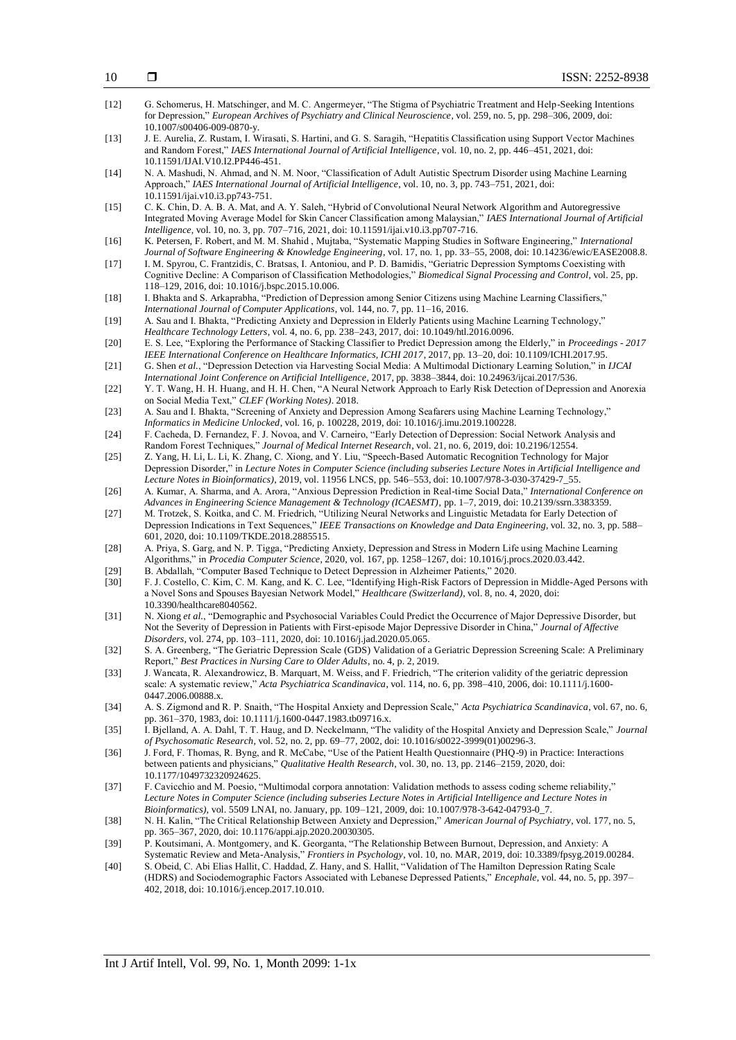[12] G. Schomerus, H. Matschinger, and M. C. Angermeyer, "The Stigma of Psychiatric Treatment and Help-Seeking Intentions for Depression," *European Archives of Psychiatry and Clinical Neuroscience*, vol. 259, no. 5, pp. 298–306, 2009, doi: 10.1007/s00406-009-0870-y.

[13] J. E. Aurelia, Z. Rustam, I. Wirasati, S. Hartini, and G. S. Saragih, "Hepatitis Classification using Support Vector Machines and Random Forest," *IAES International Journal of Artificial Intelligence*, vol. 10, no. 2, pp. 446–451, 2021, doi: 10.11591/IJAI.V10.I2.PP446-451.

[14] N. A. Mashudi, N. Ahmad, and N. M. Noor, "Classification of Adult Autistic Spectrum Disorder using Machine Learning Approach," *IAES International Journal of Artificial Intelligence*, vol. 10, no. 3, pp. 743–751, 2021, doi: 10.11591/ijai.v10.i3.pp743-751.

[15] C. K. Chin, D. A. B. A. Mat, and A. Y. Saleh, "Hybrid of Convolutional Neural Network Algorithm and Autoregressive Integrated Moving Average Model for Skin Cancer Classification among Malaysian," *IAES International Journal of Artificial Intelligence*, vol. 10, no. 3, pp. 707–716, 2021, doi: 10.11591/ijai.v10.i3.pp707-716.

[16] K. Petersen, F. Robert, and M. M. Shahid , Mujtaba, "Systematic Mapping Studies in Software Engineering," *International Journal of Software Engineering & Knowledge Engineering*, vol. 17, no. 1, pp. 33–55, 2008, doi: 10.14236/ewic/EASE2008.8.

[17] I. M. Spyrou, C. Frantzidis, C. Bratsas, I. Antoniou, and P. D. Bamidis, "Geriatric Depression Symptoms Coexisting with Cognitive Decline: A Comparison of Classification Methodologies," *Biomedical Signal Processing and Control*, vol. 25, pp. 118–129, 2016, doi: 10.1016/j.bspc.2015.10.006.

[18] I. Bhakta and S. Arkaprabha, "Prediction of Depression among Senior Citizens using Machine Learning Classifiers," *International Journal of Computer Applications*, vol. 144, no. 7, pp. 11–16, 2016.

[19] A. Sau and I. Bhakta, "Predicting Anxiety and Depression in Elderly Patients using Machine Learning Technology," *Healthcare Technology Letters*, vol. 4, no. 6, pp. 238–243, 2017, doi: 10.1049/htl.2016.0096.

[20] E. S. Lee, "Exploring the Performance of Stacking Classifier to Predict Depression among the Elderly," in *Proceedings - 2017 IEEE International Conference on Healthcare Informatics, ICHI 2017*, 2017, pp. 13–20, doi: 10.1109/ICHI.2017.95.

[21] G. Shen *et al.*, "Depression Detection via Harvesting Social Media: A Multimodal Dictionary Learning Solution," in *IJCAI International Joint Conference on Artificial Intelligence*, 2017, pp. 3838–3844, doi: 10.24963/ijcai.2017/536.

[22] Y. T. Wang, H. H. Huang, and H. H. Chen, "A Neural Network Approach to Early Risk Detection of Depression and Anorexia on Social Media Text," *CLEF (Working Notes)*. 2018.

[23] A. Sau and I. Bhakta, "Screening of Anxiety and Depression Among Seafarers using Machine Learning Technology," *Informatics in Medicine Unlocked*, vol. 16, p. 100228, 2019, doi: 10.1016/j.imu.2019.100228.

[24] F. Cacheda, D. Fernandez, F. J. Novoa, and V. Carneiro, "Early Detection of Depression: Social Network Analysis and Random Forest Techniques," *Journal of Medical Internet Research*, vol. 21, no. 6, 2019, doi: 10.2196/12554.

[25] Z. Yang, H. Li, L. Li, K. Zhang, C. Xiong, and Y. Liu, "Speech-Based Automatic Recognition Technology for Major Depression Disorder," in *Lecture Notes in Computer Science (including subseries Lecture Notes in Artificial Intelligence and Lecture Notes in Bioinformatics)*, 2019, vol. 11956 LNCS, pp. 546–553, doi: 10.1007/978-3-030-37429-7_55.

[26] A. Kumar, A. Sharma, and A. Arora, "Anxious Depression Prediction in Real-time Social Data," *International Conference on Advances in Engineering Science Management & Technology (ICAESMT)*, pp. 1–7, 2019, doi: 10.2139/ssrn.3383359.

[27] M. Trotzek, S. Koitka, and C. M. Friedrich, "Utilizing Neural Networks and Linguistic Metadata for Early Detection of Depression Indications in Text Sequences," *IEEE Transactions on Knowledge and Data Engineering*, vol. 32, no. 3, pp. 588–601, 2020, doi: 10.1109/TKDE.2018.2885515.

[28] A. Priya, S. Garg, and N. P. Tigga, "Predicting Anxiety, Depression and Stress in Modern Life using Machine Learning Algorithms," in *Procedia Computer Science*, 2020, vol. 167, pp. 1258–1267, doi: 10.1016/j.procs.2020.03.442.

[29] B. Abdallah, "Computer Based Technique to Detect Depression in Alzheimer Patients," 2020.

[30] F. J. Costello, C. Kim, C. M. Kang, and K. C. Lee, "Identifying High-Risk Factors of Depression in Middle-Aged Persons with a Novel Sons and Spouses Bayesian Network Model," *Healthcare (Switzerland)*, vol. 8, no. 4, 2020, doi: 10.3390/healthcare8040562.

[31] N. Xiong *et al.*, "Demographic and Psychosocial Variables Could Predict the Occurrence of Major Depressive Disorder, but Not the Severity of Depression in Patients with First-episode Major Depressive Disorder in China," *Journal of Affective Disorders*, vol. 274, pp. 103–111, 2020, doi: 10.1016/j.jad.2020.05.065.

[32] S. A. Greenberg, "The Geriatric Depression Scale (GDS) Validation of a Geriatric Depression Screening Scale: A Preliminary Report," *Best Practices in Nursing Care to Older Adults*, no. 4, p. 2, 2019.

[33] J. Wancata, R. Alexandrowicz, B. Marquart, M. Weiss, and F. Friedrich, "The criterion validity of the geriatric depression scale: A systematic review," *Acta Psychiatrica Scandinavica*, vol. 114, no. 6, pp. 398–410, 2006, doi: 10.1111/j.1600-0447.2006.00888.x.

[34] A. S. Zigmond and R. P. Snaith, "The Hospital Anxiety and Depression Scale," *Acta Psychiatrica Scandinavica*, vol. 67, no. 6, pp. 361–370, 1983, doi: 10.1111/j.1600-0447.1983.tb09716.x.

[35] I. Bjelland, A. A. Dahl, T. T. Haug, and D. Neckelmann, "The validity of the Hospital Anxiety and Depression Scale," *Journal of Psychosomatic Research*, vol. 52, no. 2, pp. 69–77, 2002, doi: 10.1016/s0022-3999(01)00296-3.

[36] J. Ford, F. Thomas, R. Byng, and R. McCabe, "Use of the Patient Health Questionnaire (PHQ-9) in Practice: Interactions between patients and physicians," *Qualitative Health Research*, vol. 30, no. 13, pp. 2146–2159, 2020, doi: 10.1177/1049732320924625.

[37] F. Cavicchio and M. Poesio, "Multimodal corpora annotation: Validation methods to assess coding scheme reliability," *Lecture Notes in Computer Science (including subseries Lecture Notes in Artificial Intelligence and Lecture Notes in Bioinformatics)*, vol. 5509 LNAI, no. January, pp. 109–121, 2009, doi: 10.1007/978-3-642-04793-0_7.

[38] N. H. Kalin, "The Critical Relationship Between Anxiety and Depression," *American Journal of Psychiatry*, vol. 177, no. 5, pp. 365–367, 2020, doi: 10.1176/appi.ajp.2020.20030305.

[39] P. Koutsimani, A. Montgomery, and K. Georganta, "The Relationship Between Burnout, Depression, and Anxiety: A Systematic Review and Meta-Analysis," *Frontiers in Psychology*, vol. 10, no. MAR, 2019, doi: 10.3389/fpsyg.2019.00284.

[40] S. Obeid, C. Abi Elias Hallit, C. Haddad, Z. Hany, and S. Hallit, "Validation of The Hamilton Depression Rating Scale (HDRS) and Sociodemographic Factors Associated with Lebanese Depressed Patients," *Encephale*, vol. 44, no. 5, pp. 397–402, 2018, doi: 10.1016/j.encep.2017.10.010.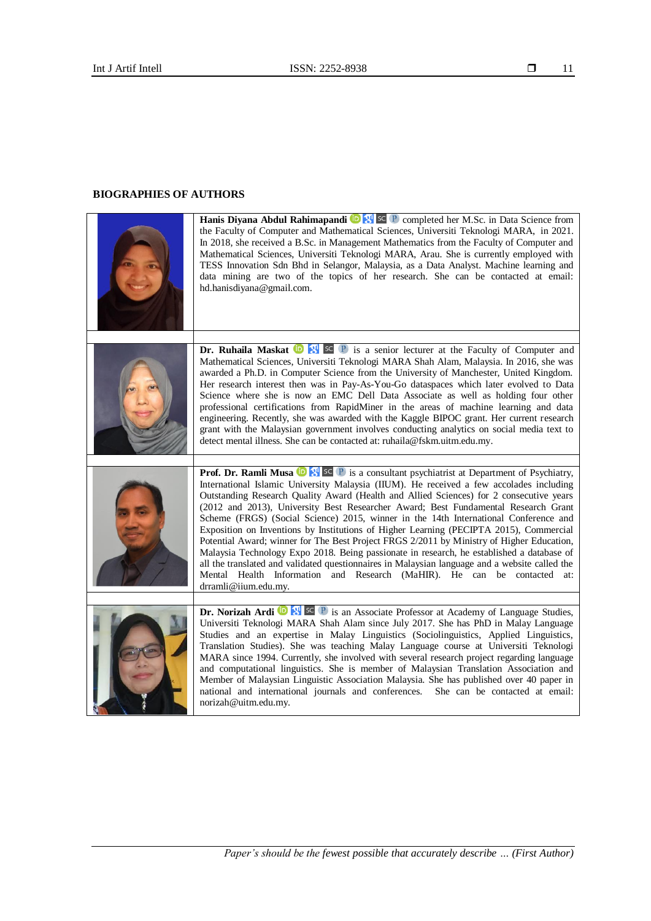## BIOGRAPHIES OF AUTHORS

**Hanis Diyana Abdul Rahimapandi** completed her M.Sc. in Data Science from the Faculty of Computer and Mathematical Sciences, Universiti Teknologi MARA, in 2021. In 2018, she received a B.Sc. in Management Mathematics from the Faculty of Computer and Mathematical Sciences, Universiti Teknologi MARA, Arau. She is currently employed with TESS Innovation Sdn Bhd in Selangor, Malaysia, as a Data Analyst. Machine learning and data mining are two of the topics of her research. She can be contacted at email: hd.hanisdiyana@gmail.com.

**Dr. Ruhaila Maskat** is a senior lecturer at the Faculty of Computer and Mathematical Sciences, Universiti Teknologi MARA Shah Alam, Malaysia. In 2016, she was awarded a Ph.D. in Computer Science from the University of Manchester, United Kingdom. Her research interest then was in Pay-As-You-Go dataspaces which later evolved to Data Science where she is now an EMC Dell Data Associate as well as holding four other professional certifications from RapidMiner in the areas of machine learning and data engineering. Recently, she was awarded with the Kaggle BIPOC grant. Her current research grant with the Malaysian government involves conducting analytics on social media text to detect mental illness. She can be contacted at: ruhaila@fskm.uitm.edu.my.

**Prof. Dr. Ramli Musa** is a consultant psychiatrist at Department of Psychiatry, International Islamic University Malaysia (IIUM). He received a few accolades including Outstanding Research Quality Award (Health and Allied Sciences) for 2 consecutive years (2012 and 2013), University Best Researcher Award; Best Fundamental Research Grant Scheme (FRGS) (Social Science) 2015, winner in the 14th International Conference and Exposition on Inventions by Institutions of Higher Learning (PECIPTA 2015), Commercial Potential Award; winner for The Best Project FRGS 2/2011 by Ministry of Higher Education, Malaysia Technology Expo 2018. Being passionate in research, he established a database of all the translated and validated questionnaires in Malaysian language and a website called the Mental Health Information and Research (MaHIR). He can be contacted at: drramli@iium.edu.my.

**Dr. Norizah Ardi** is an Associate Professor at Academy of Language Studies, Universiti Teknologi MARA Shah Alam since July 2017. She has PhD in Malay Language Studies and an expertise in Malay Linguistics (Sociolinguistics, Applied Linguistics, Translation Studies). She was teaching Malay Language course at Universiti Teknologi MARA since 1994. Currently, she involved with several research project regarding language and computational linguistics. She is member of Malaysian Translation Association and Member of Malaysian Linguistic Association Malaysia. She has published over 40 paper in national and international journals and conferences. She can be contacted at email: norizah@uitm.edu.my.